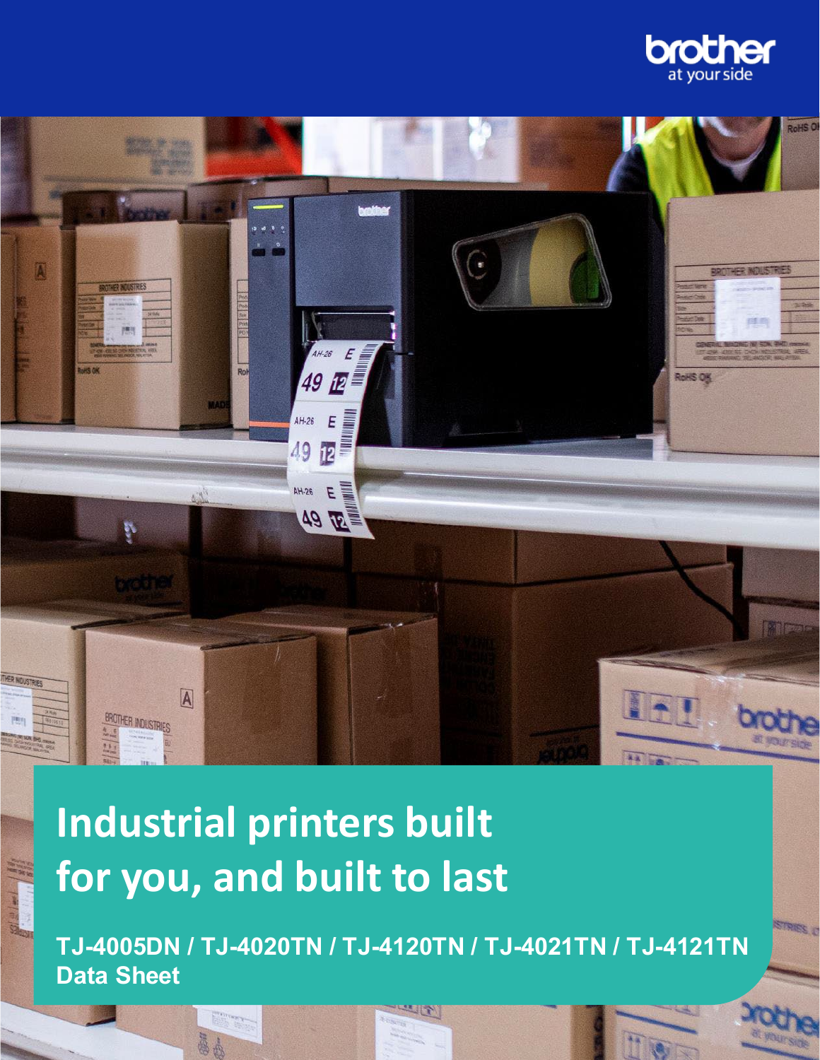# Industrial printers built for you, and built to last

**TJ-4005DN / TJ-4020TN / TJ-4120TN / TJ-4021TN / TJ-4121TN**
**Data Sheet**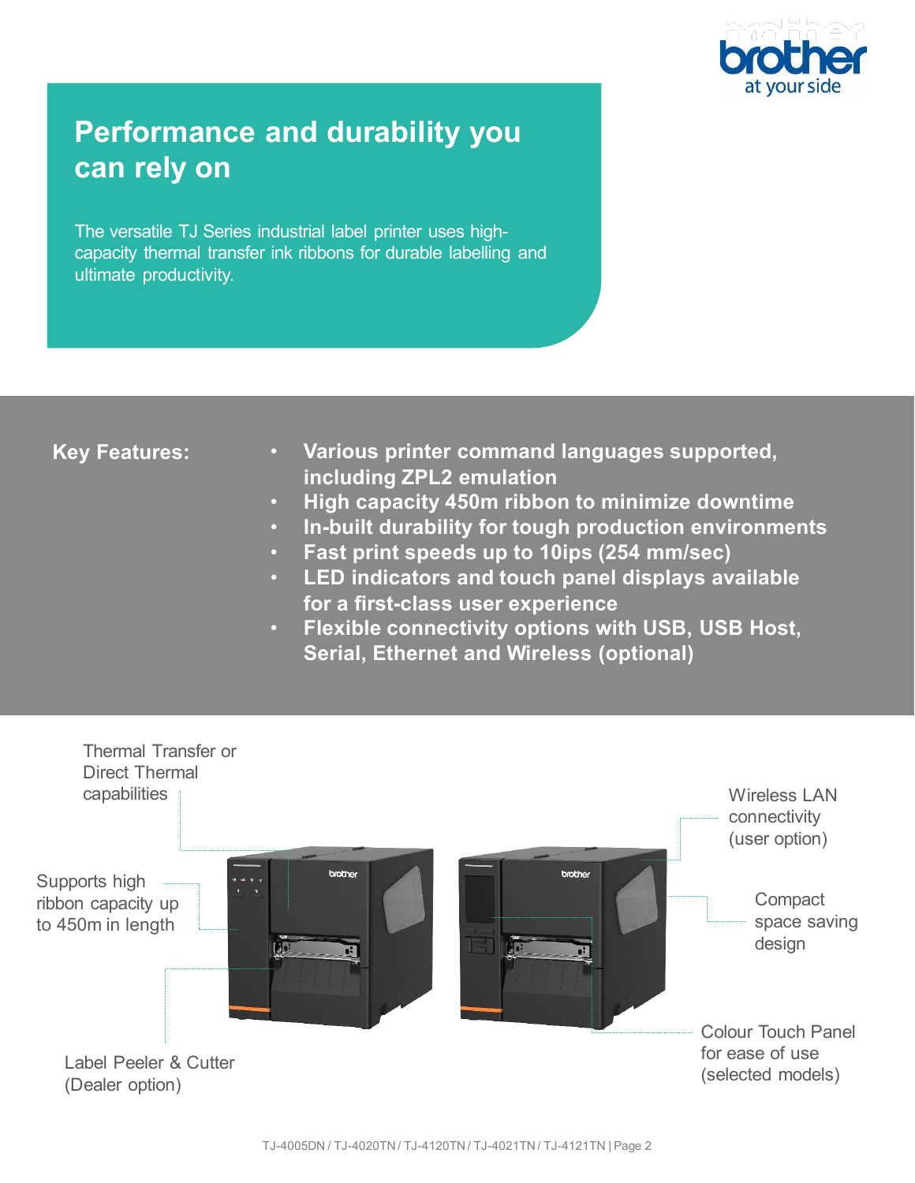# Performance and durability you can rely on

The versatile TJ Series industrial label printer uses high-capacity thermal transfer ink ribbons for durable labelling and ultimate productivity.

**Key Features:**

- **Various printer command languages supported, including ZPL2 emulation**
- **High capacity 450m ribbon to minimize downtime**
- **In-built durability for tough production environments**
- **Fast print speeds up to 10ips (254 mm/sec)**
- **LED indicators and touch panel displays available for a first-class user experience**
- **Flexible connectivity options with USB, USB Host, Serial, Ethernet and Wireless (optional)**

Thermal Transfer or Direct Thermal capabilities

Supports high ribbon capacity up to 450m in length

Label Peeler & Cutter (Dealer option)

Wireless LAN connectivity (user option)

Compact space saving design

Colour Touch Panel for ease of use (selected models)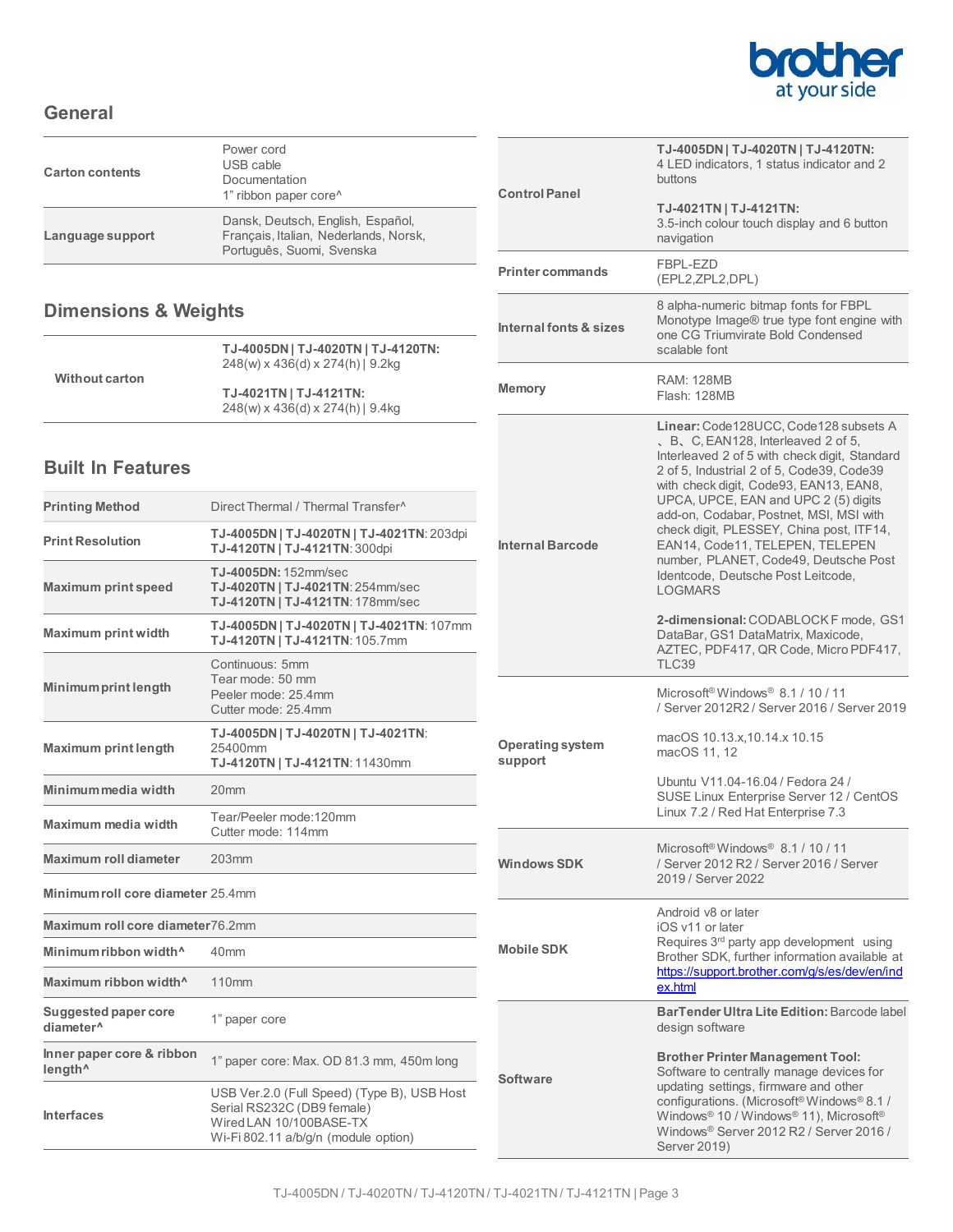## General

| | |
|---|---|
| **Carton contents** | Power cord<br>USB cable<br>Documentation<br>1" ribbon paper core^ |
| **Language support** | Dansk, Deutsch, English, Español, Français, Italian, Nederlands, Norsk, Português, Suomi, Svenska |

## Dimensions & Weights

| | |
|---|---|
| **Without carton** | **TJ-4005DN \| TJ-4020TN \| TJ-4120TN:**<br>248(w) x 436(d) x 274(h) \| 9.2kg<br><br>**TJ-4021TN \| TJ-4121TN:**<br>248(w) x 436(d) x 274(h) \| 9.4kg |

## Built In Features

| | |
|---|---|
| **Printing Method** | Direct Thermal / Thermal Transfer^ |
| **Print Resolution** | **TJ-4005DN \| TJ-4020TN \| TJ-4021TN**: 203dpi<br>**TJ-4120TN \| TJ-4121TN**: 300dpi |
| **Maximum print speed** | **TJ-4005DN:** 152mm/sec<br>**TJ-4020TN \| TJ-4021TN**: 254mm/sec<br>**TJ-4120TN \| TJ-4121TN**: 178mm/sec |
| **Maximum print width** | **TJ-4005DN \| TJ-4020TN \| TJ-4021TN**: 107mm<br>**TJ-4120TN \| TJ-4121TN**: 105.7mm |
| **Minimum print length** | Continuous: 5mm<br>Tear mode: 50 mm<br>Peeler mode: 25.4mm<br>Cutter mode: 25.4mm |
| **Maximum print length** | **TJ-4005DN \| TJ-4020TN \| TJ-4021TN**: 25400mm<br>**TJ-4120TN \| TJ-4121TN**: 11430mm |
| **Minimum media width** | 20mm |
| **Maximum media width** | Tear/Peeler mode:120mm<br>Cutter mode: 114mm |
| **Maximum roll diameter** | 203mm |
| **Minimum roll core diameter** | 25.4mm |
| **Maximum roll core diameter** | 76.2mm |
| **Minimum ribbon width^** | 40mm |
| **Maximum ribbon width^** | 110mm |
| **Suggested paper core diameter^** | 1" paper core |
| **Inner paper core & ribbon length^** | 1" paper core: Max. OD 81.3 mm, 450m long |
| **Interfaces** | USB Ver.2.0 (Full Speed) (Type B), USB Host<br>Serial RS232C (DB9 female)<br>Wired LAN 10/100BASE-TX<br>Wi-Fi 802.11 a/b/g/n (module option) |
| **Control Panel** | **TJ-4005DN \| TJ-4020TN \| TJ-4120TN:**<br>4 LED indicators, 1 status indicator and 2 buttons<br><br>**TJ-4021TN \| TJ-4121TN:**<br>3.5-inch colour touch display and 6 button navigation |
| **Printer commands** | FBPL-EZD<br>(EPL2,ZPL2,DPL) |
| **Internal fonts & sizes** | 8 alpha-numeric bitmap fonts for FBPL<br>Monotype Image® true type font engine with one CG Triumvirate Bold Condensed scalable font |
| **Memory** | RAM: 128MB<br>Flash: 128MB |
| **Internal Barcode** | **Linear:** Code128UCC, Code128 subsets A、B、C, EAN128, Interleaved 2 of 5, Interleaved 2 of 5 with check digit, Standard 2 of 5, Industrial 2 of 5, Code39, Code39 with check digit, Code93, EAN13, EAN8, UPCA, UPCE, EAN and UPC 2 (5) digits add-on, Codabar, Postnet, MSI, MSI with check digit, PLESSEY, China post, ITF14, EAN14, Code11, TELEPEN, TELEPEN number, PLANET, Code49, Deutsche Post Identcode, Deutsche Post Leitcode, LOGMARS<br><br>**2-dimensional:** CODABLOCK F mode, GS1 DataBar, GS1 DataMatrix, Maxicode, AZTEC, PDF417, QR Code, Micro PDF417, TLC39 |
| **Operating system support** | Microsoft® Windows® 8.1 / 10 / 11 / Server 2012R2 / Server 2016 / Server 2019<br><br>macOS 10.13.x,10.14.x 10.15<br>macOS 11, 12<br><br>Ubuntu V11.04-16.04 / Fedora 24 / SUSE Linux Enterprise Server 12 / CentOS Linux 7.2 / Red Hat Enterprise 7.3 |
| **Windows SDK** | Microsoft® Windows® 8.1 / 10 / 11 / Server 2012 R2 / Server 2016 / Server 2019 / Server 2022 |
| **Mobile SDK** | Android v8 or later<br>iOS v11 or later<br>Requires 3rd party app development using Brother SDK, further information available at https://support.brother.com/g/s/es/dev/en/index.html |
| **Software** | **BarTender Ultra Lite Edition:** Barcode label design software<br><br>**Brother Printer Management Tool:** Software to centrally manage devices for updating settings, firmware and other configurations. (Microsoft® Windows® 8.1 / Windows® 10 / Windows® 11), Microsoft® Windows® Server 2012 R2 / Server 2016 / Server 2019) |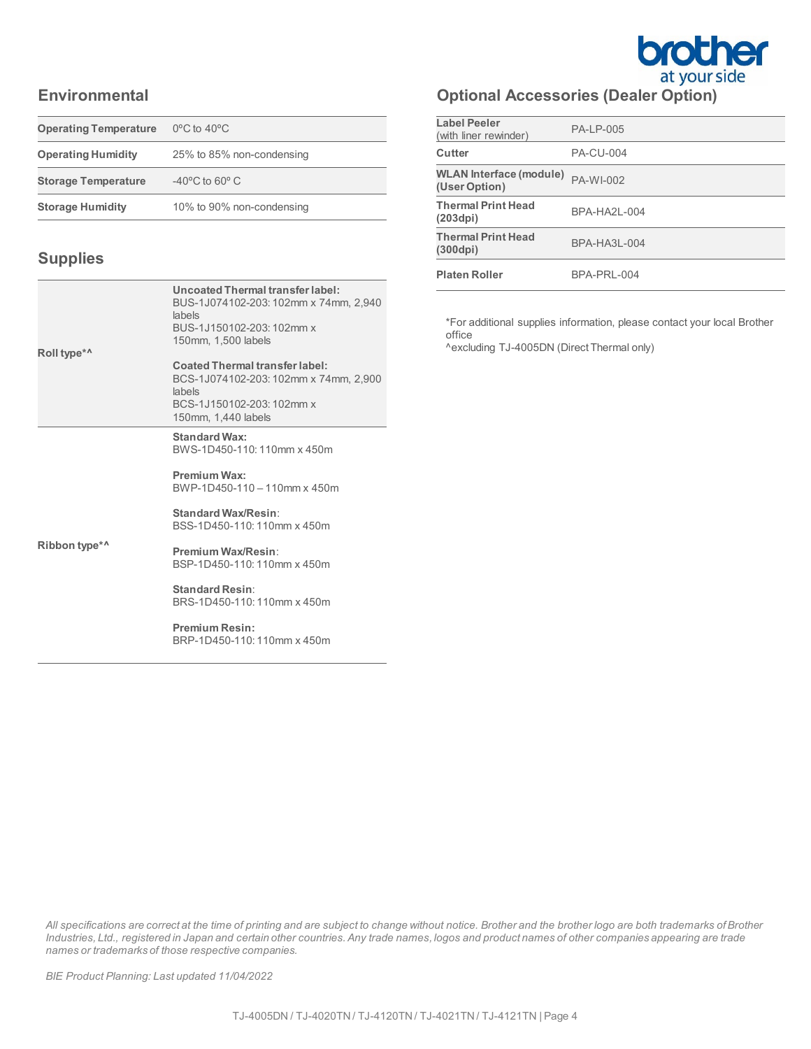## Environmental

| | |
|---|---|
| **Operating Temperature** | 0°C to 40°C |
| **Operating Humidity** | 25% to 85% non-condensing |
| **Storage Temperature** | -40°C to 60° C |
| **Storage Humidity** | 10% to 90% non-condensing |

## Supplies

| | |
|---|---|
| **Roll type*^** | **Uncoated Thermal transfer label:**<br>BUS-1J074102-203: 102mm x 74mm, 2,940 labels<br>BUS-1J150102-203: 102mm x 150mm, 1,500 labels<br><br>**Coated Thermal transfer label:**<br>BCS-1J074102-203: 102mm x 74mm, 2,900 labels<br>BCS-1J150102-203: 102mm x 150mm, 1,440 labels |
| **Ribbon type*^** | **Standard Wax:**<br>BWS-1D450-110: 110mm x 450m<br><br>**Premium Wax:**<br>BWP-1D450-110 – 110mm x 450m<br><br>**Standard Wax/Resin**:<br>BSS-1D450-110: 110mm x 450m<br><br>**Premium Wax/Resin**:<br>BSP-1D450-110: 110mm x 450m<br><br>**Standard Resin**:<br>BRS-1D450-110: 110mm x 450m<br><br>**Premium Resin:**<br>BRP-1D450-110: 110mm x 450m |

## Optional Accessories (Dealer Option)

| | |
|---|---|
| **Label Peeler** (with liner rewinder) | PA-LP-005 |
| **Cutter** | PA-CU-004 |
| **WLAN Interface (module) (User Option)** | PA-WI-002 |
| **Thermal Print Head (203dpi)** | BPA-HA2L-004 |
| **Thermal Print Head (300dpi)** | BPA-HA3L-004 |
| **Platen Roller** | BPA-PRL-004 |

*For additional supplies information, please contact your local Brother office
^excluding TJ-4005DN (Direct Thermal only)

*All specifications are correct at the time of printing and are subject to change without notice. Brother and the brother logo are both trademarks of Brother Industries, Ltd., registered in Japan and certain other countries. Any trade names, logos and product names of other companies appearing are trade names or trademarks of those respective companies.*

*BIE Product Planning: Last updated 11/04/2022*